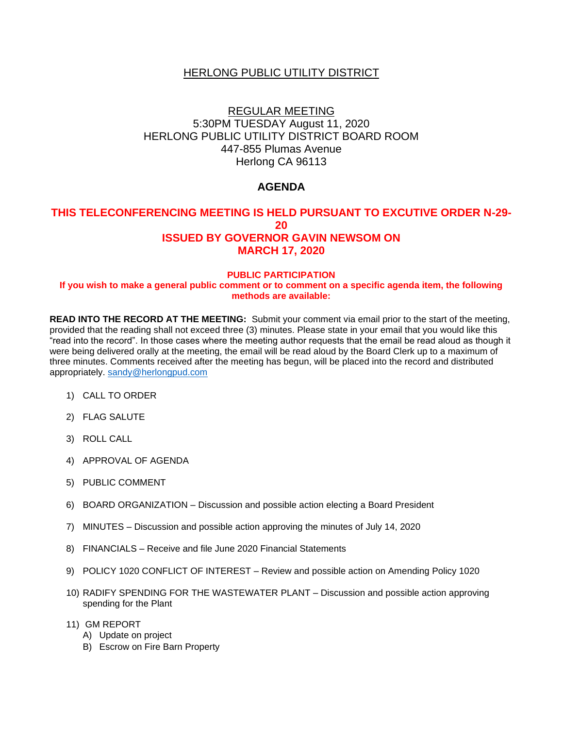# HERLONG PUBLIC UTILITY DISTRICT

REGULAR MEETING
5:30PM TUESDAY August 11, 2020
HERLONG PUBLIC UTILITY DISTRICT BOARD ROOM
447-855 Plumas Avenue
Herlong CA 96113

## AGENDA

**THIS TELECONFERENCING MEETING IS HELD PURSUANT TO EXCUTIVE ORDER N-29-20 ISSUED BY GOVERNOR GAVIN NEWSOM ON MARCH 17, 2020**

**PUBLIC PARTICIPATION**
**If you wish to make a general public comment or to comment on a specific agenda item, the following methods are available:**

**READ INTO THE RECORD AT THE MEETING:** Submit your comment via email prior to the start of the meeting, provided that the reading shall not exceed three (3) minutes. Please state in your email that you would like this "read into the record". In those cases where the meeting author requests that the email be read aloud as though it were being delivered orally at the meeting, the email will be read aloud by the Board Clerk up to a maximum of three minutes. Comments received after the meeting has begun, will be placed into the record and distributed appropriately. sandy@herlongpud.com

1) CALL TO ORDER
2) FLAG SALUTE
3) ROLL CALL
4) APPROVAL OF AGENDA
5) PUBLIC COMMENT
6) BOARD ORGANIZATION – Discussion and possible action electing a Board President
7) MINUTES – Discussion and possible action approving the minutes of July 14, 2020
8) FINANCIALS – Receive and file June 2020 Financial Statements
9) POLICY 1020 CONFLICT OF INTEREST – Review and possible action on Amending Policy 1020
10) RADIFY SPENDING FOR THE WASTEWATER PLANT – Discussion and possible action approving spending for the Plant
11) GM REPORT
    A) Update on project
    B) Escrow on Fire Barn Property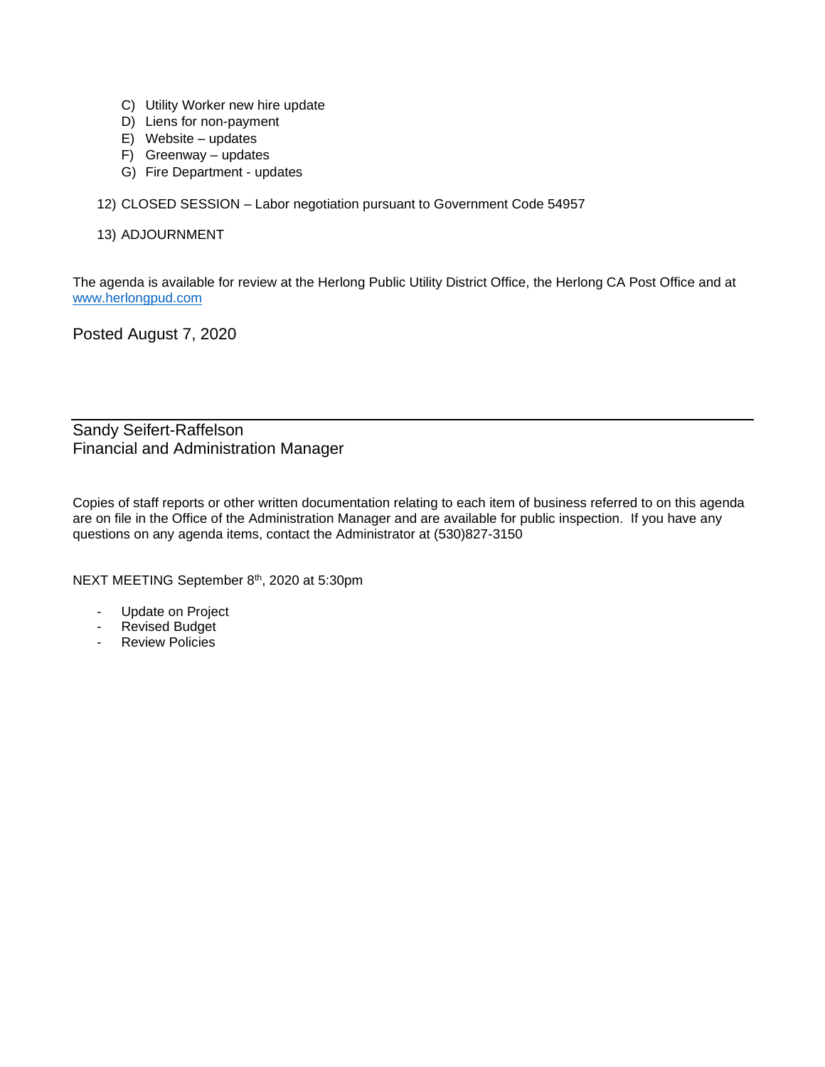C) Utility Worker new hire update
D) Liens for non-payment
E) Website – updates
F) Greenway – updates
G) Fire Department - updates

12) CLOSED SESSION – Labor negotiation pursuant to Government Code 54957

13) ADJOURNMENT

The agenda is available for review at the Herlong Public Utility District Office, the Herlong CA Post Office and at [www.herlongpud.com](http://www.herlongpud.com)

Posted August 7, 2020

---

Sandy Seifert-Raffelson
Financial and Administration Manager

Copies of staff reports or other written documentation relating to each item of business referred to on this agenda are on file in the Office of the Administration Manager and are available for public inspection. If you have any questions on any agenda items, contact the Administrator at (530)827-3150

NEXT MEETING September 8th, 2020 at 5:30pm

- Update on Project
- Revised Budget
- Review Policies